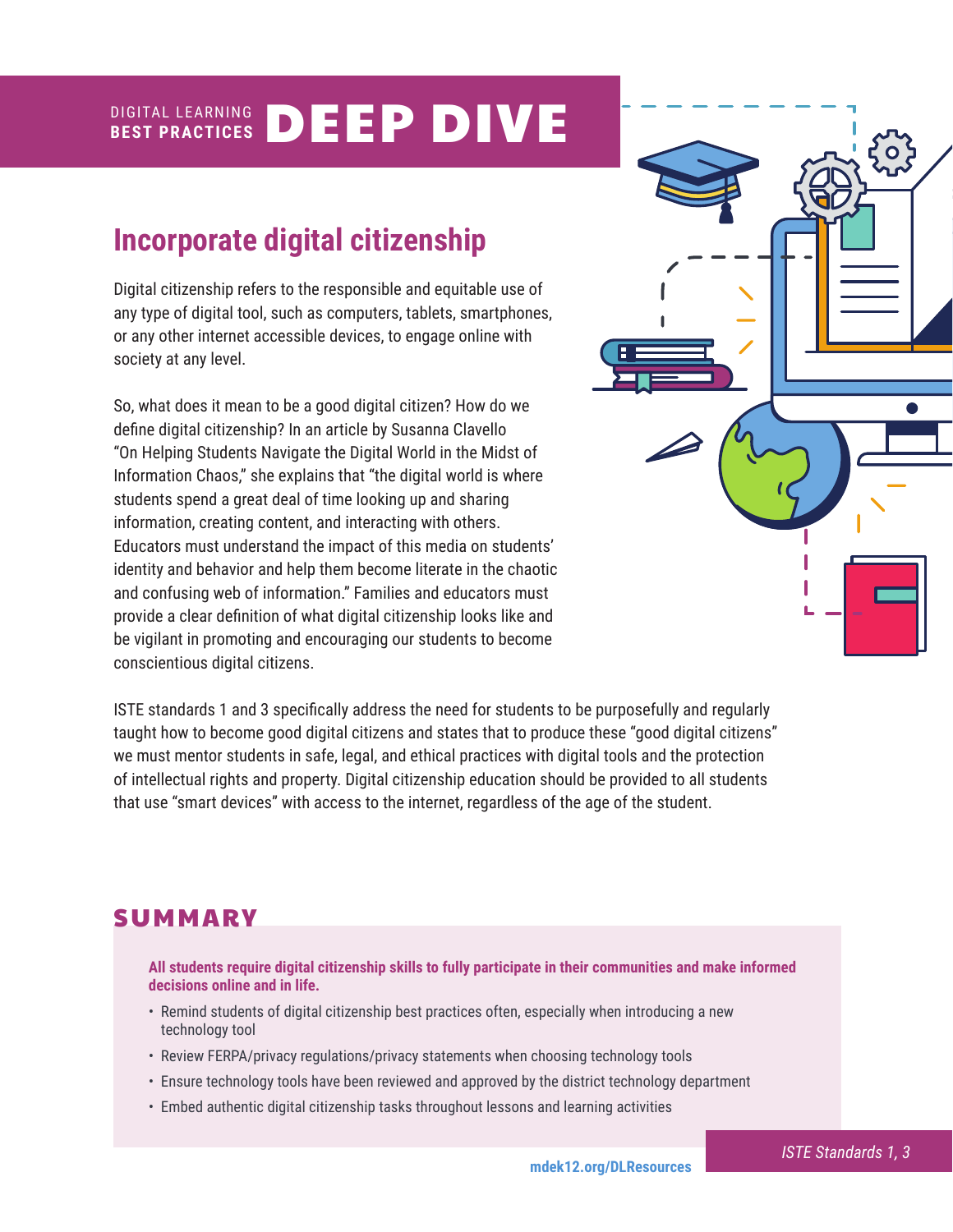DIGITAL LEARNING **BEST PRACTICES** **DEEP DIVE**

## Incorporate digital citizenship

Digital citizenship refers to the responsible and equitable use of any type of digital tool, such as computers, tablets, smartphones, or any other internet accessible devices, to engage online with society at any level.

So, what does it mean to be a good digital citizen? How do we define digital citizenship? In an article by Susanna Clavello "On Helping Students Navigate the Digital World in the Midst of Information Chaos," she explains that "the digital world is where students spend a great deal of time looking up and sharing information, creating content, and interacting with others. Educators must understand the impact of this media on students' identity and behavior and help them become literate in the chaotic and confusing web of information." Families and educators must provide a clear definition of what digital citizenship looks like and be vigilant in promoting and encouraging our students to become conscientious digital citizens.

ISTE standards 1 and 3 specifically address the need for students to be purposefully and regularly taught how to become good digital citizens and states that to produce these "good digital citizens" we must mentor students in safe, legal, and ethical practices with digital tools and the protection of intellectual rights and property. Digital citizenship education should be provided to all students that use "smart devices" with access to the internet, regardless of the age of the student.

### SUMMARY

**All students require digital citizenship skills to fully participate in their communities and make informed decisions online and in life.**

- Remind students of digital citizenship best practices often, especially when introducing a new technology tool
- Review FERPA/privacy regulations/privacy statements when choosing technology tools
- Ensure technology tools have been reviewed and approved by the district technology department
- Embed authentic digital citizenship tasks throughout lessons and learning activities

mdek12.org/DLResources

*ISTE Standards 1, 3*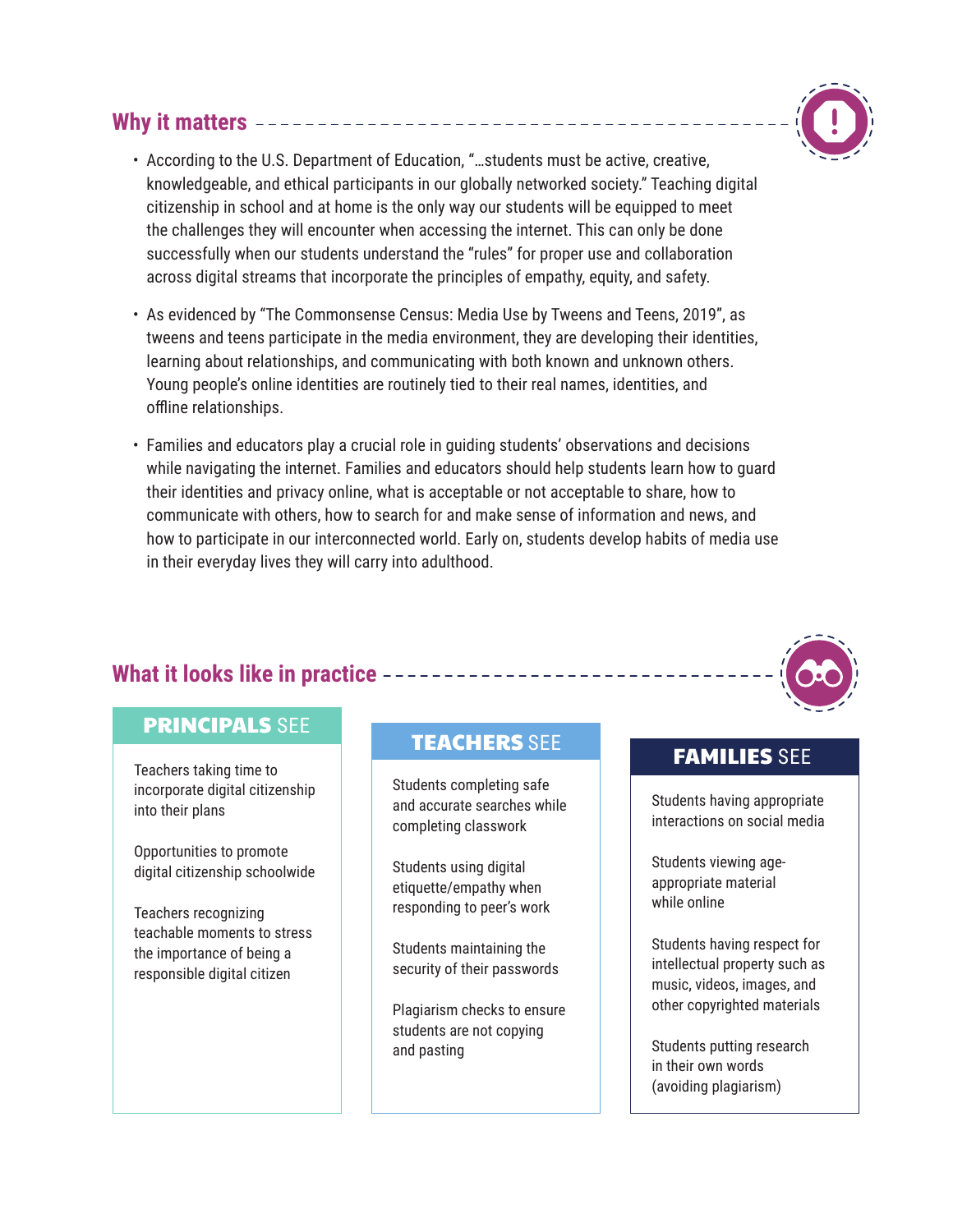## Why it matters

- According to the U.S. Department of Education, "…students must be active, creative, knowledgeable, and ethical participants in our globally networked society." Teaching digital citizenship in school and at home is the only way our students will be equipped to meet the challenges they will encounter when accessing the internet. This can only be done successfully when our students understand the "rules" for proper use and collaboration across digital streams that incorporate the principles of empathy, equity, and safety.
- As evidenced by "The Commonsense Census: Media Use by Tweens and Teens, 2019", as tweens and teens participate in the media environment, they are developing their identities, learning about relationships, and communicating with both known and unknown others. Young people's online identities are routinely tied to their real names, identities, and offline relationships.
- Families and educators play a crucial role in guiding students' observations and decisions while navigating the internet. Families and educators should help students learn how to guard their identities and privacy online, what is acceptable or not acceptable to share, how to communicate with others, how to search for and make sense of information and news, and how to participate in our interconnected world. Early on, students develop habits of media use in their everyday lives they will carry into adulthood.

## What it looks like in practice

### **PRINCIPALS** SEE

Teachers taking time to incorporate digital citizenship into their plans

Opportunities to promote digital citizenship schoolwide

Teachers recognizing teachable moments to stress the importance of being a responsible digital citizen

### **TEACHERS** SEE

Students completing safe and accurate searches while completing classwork

Students using digital etiquette/empathy when responding to peer's work

Students maintaining the security of their passwords

Plagiarism checks to ensure students are not copying and pasting

### **FAMILIES** SEE

Students having appropriate interactions on social media

Students viewing age-appropriate material while online

Students having respect for intellectual property such as music, videos, images, and other copyrighted materials

Students putting research in their own words (avoiding plagiarism)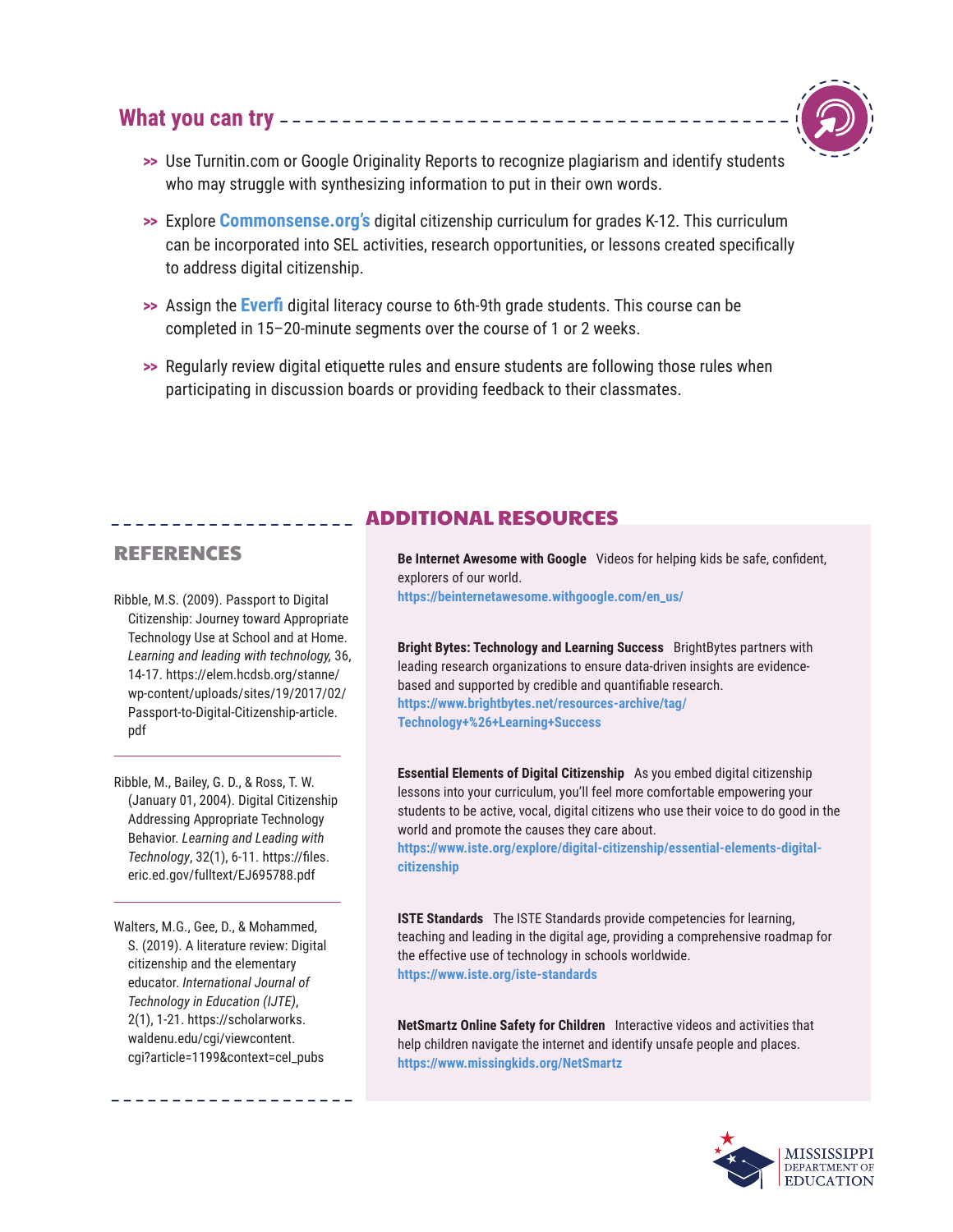## What you can try

- Use Turnitin.com or Google Originality Reports to recognize plagiarism and identify students who may struggle with synthesizing information to put in their own words.
- Explore **Commonsense.org's** digital citizenship curriculum for grades K-12. This curriculum can be incorporated into SEL activities, research opportunities, or lessons created specifically to address digital citizenship.
- Assign the **Everfi** digital literacy course to 6th-9th grade students. This course can be completed in 15–20-minute segments over the course of 1 or 2 weeks.
- Regularly review digital etiquette rules and ensure students are following those rules when participating in discussion boards or providing feedback to their classmates.

## REFERENCES

Ribble, M.S. (2009). Passport to Digital Citizenship: Journey toward Appropriate Technology Use at School and at Home. *Learning and leading with technology,* 36, 14-17. https://elem.hcdsb.org/stanne/wp-content/uploads/sites/19/2017/02/Passport-to-Digital-Citizenship-article.pdf

Ribble, M., Bailey, G. D., & Ross, T. W. (January 01, 2004). Digital Citizenship Addressing Appropriate Technology Behavior. *Learning and Leading with Technology*, 32(1), 6-11. https://files.eric.ed.gov/fulltext/EJ695788.pdf

Walters, M.G., Gee, D., & Mohammed, S. (2019). A literature review: Digital citizenship and the elementary educator. *International Journal of Technology in Education (IJTE)*, 2(1), 1-21. https://scholarworks.waldenu.edu/cgi/viewcontent.cgi?article=1199&context=cel_pubs

## ADDITIONAL RESOURCES

**Be Internet Awesome with Google** Videos for helping kids be safe, confident, explorers of our world.
**https://beinternetawesome.withgoogle.com/en_us/**

**Bright Bytes: Technology and Learning Success** BrightBytes partners with leading research organizations to ensure data-driven insights are evidence-based and supported by credible and quantifiable research.
**https://www.brightbytes.net/resources-archive/tag/Technology+%26+Learning+Success**

**Essential Elements of Digital Citizenship** As you embed digital citizenship lessons into your curriculum, you'll feel more comfortable empowering your students to be active, vocal, digital citizens who use their voice to do good in the world and promote the causes they care about.
**https://www.iste.org/explore/digital-citizenship/essential-elements-digital-citizenship**

**ISTE Standards** The ISTE Standards provide competencies for learning, teaching and leading in the digital age, providing a comprehensive roadmap for the effective use of technology in schools worldwide.
**https://www.iste.org/iste-standards**

**NetSmartz Online Safety for Children** Interactive videos and activities that help children navigate the internet and identify unsafe people and places.
**https://www.missingkids.org/NetSmartz**